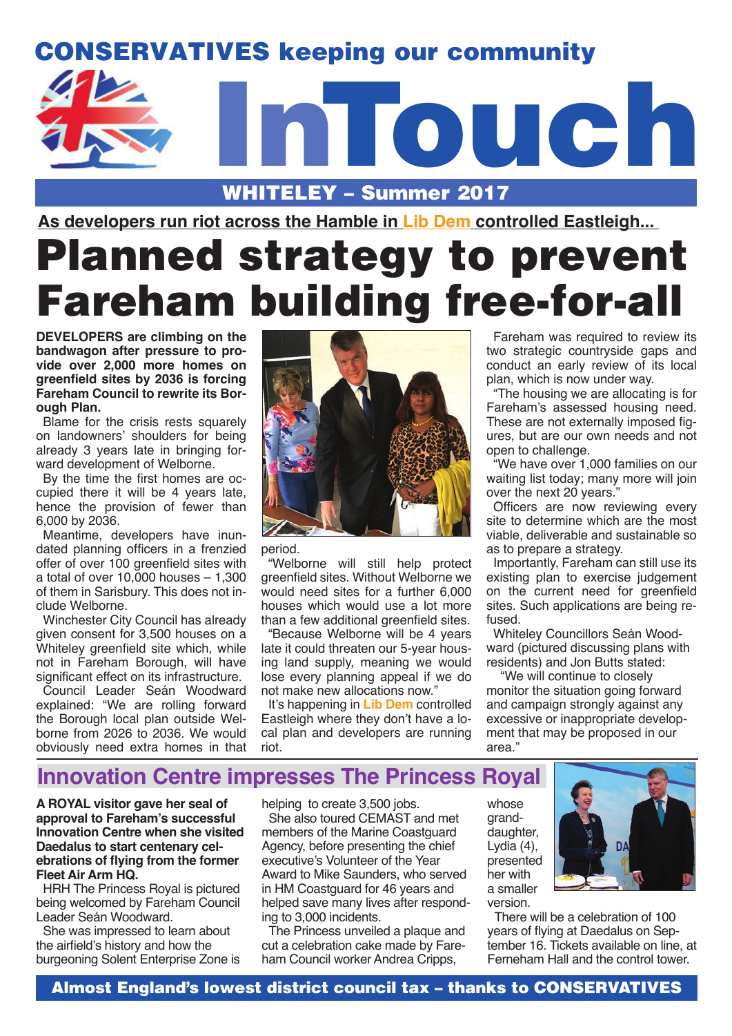# CONSERVATIVES keeping our community InTouch

## WHITELEY – Summer 2017

**As developers run riot across the Hamble in Lib Dem controlled Eastleigh...**

# Planned strategy to prevent Fareham building free-for-all

**DEVELOPERS are climbing on the bandwagon after pressure to provide over 2,000 more homes on greenfield sites by 2036 is forcing Fareham Council to rewrite its Borough Plan.**

Blame for the crisis rests squarely on landowners' shoulders for being already 3 years late in bringing forward development of Welborne.

By the time the first homes are occupied there it will be 4 years late, hence the provision of fewer than 6,000 by 2036.

Meantime, developers have inundated planning officers in a frenzied offer of over 100 greenfield sites with a total of over 10,000 houses – 1,300 of them in Sarisbury. This does not include Welborne.

Winchester City Council has already given consent for 3,500 houses on a Whiteley greenfield site which, while not in Fareham Borough, will have significant effect on its infrastructure.

Council Leader Seán Woodward explained: "We are rolling forward the Borough local plan outside Welborne from 2026 to 2036. We would obviously need extra homes in that period.

"Welborne will still help protect greenfield sites. Without Welborne we would need sites for a further 6,000 houses which would use a lot more than a few additional greenfield sites.

"Because Welborne will be 4 years late it could threaten our 5-year housing land supply, meaning we would lose every planning appeal if we do not make new allocations now."

It's happening in Lib Dem controlled Eastleigh where they don't have a local plan and developers are running riot.

Fareham was required to review its two strategic countryside gaps and conduct an early review of its local plan, which is now under way.

"The housing we are allocating is for Fareham's assessed housing need. These are not externally imposed figures, but are our own needs and not open to challenge.

"We have over 1,000 families on our waiting list today; many more will join over the next 20 years."

Officers are now reviewing every site to determine which are the most viable, deliverable and sustainable so as to prepare a strategy.

Importantly, Fareham can still use its existing plan to exercise judgement on the current need for greenfield sites. Such applications are being refused.

Whiteley Councillors Seán Woodward (pictured discussing plans with residents) and Jon Butts stated:

"We will continue to closely monitor the situation going forward and campaign strongly against any excessive or inappropriate development that may be proposed in our area."

## Innovation Centre impresses The Princess Royal

**A ROYAL visitor gave her seal of approval to Fareham's successful Innovation Centre when she visited Daedalus to start centenary celebrations of flying from the former Fleet Air Arm HQ.**

HRH The Princess Royal is pictured being welcomed by Fareham Council Leader Seán Woodward.

She was impressed to learn about the airfield's history and how the burgeoning Solent Enterprise Zone is helping to create 3,500 jobs.

She also toured CEMAST and met members of the Marine Coastguard Agency, before presenting the chief executive's Volunteer of the Year Award to Mike Saunders, who served in HM Coastguard for 46 years and helped save many lives after responding to 3,000 incidents.

The Princess unveiled a plaque and cut a celebration cake made by Fareham Council worker Andrea Cripps, whose granddaughter, Lydia (4), presented her with a smaller version.

There will be a celebration of 100 years of flying at Daedalus on September 16. Tickets available on line, at Ferneham Hall and the control tower.

**Almost England's lowest district council tax – thanks to CONSERVATIVES**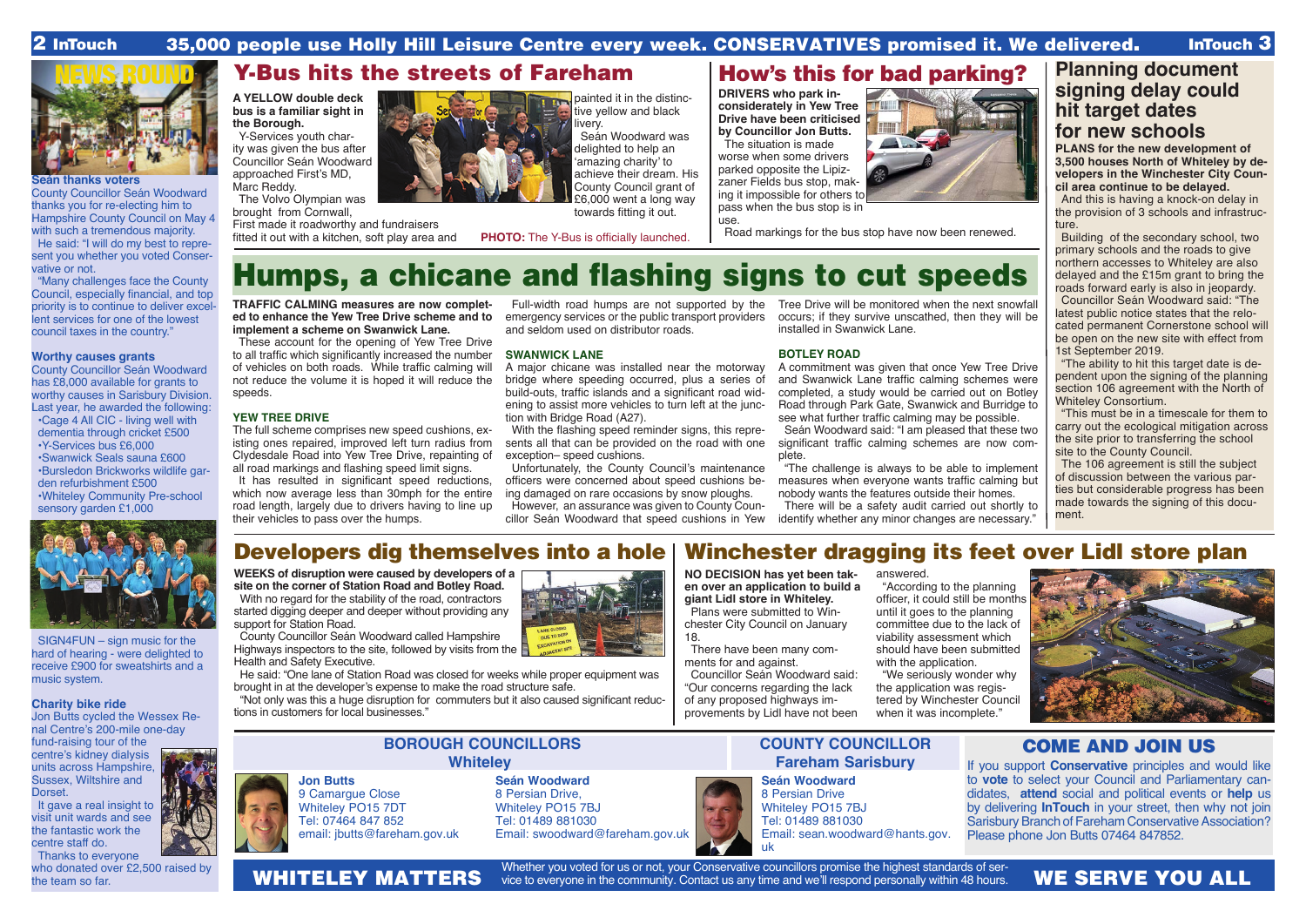35,000 people use Holly Hill Leisure Centre every week. CONSERVATIVES promised it. We delivered.

## NEWS ROUND

### Seán thanks voters

County Councillor Seán Woodward thanks you for re-electing him to Hampshire County Council on May 4 with such a tremendous majority.

He said: "I will do my best to represent you whether you voted Conservative or not.

"Many challenges face the County Council, especially financial, and top priority is to continue to deliver excellent services for one of the lowest council taxes in the country."

### Worthy causes grants

County Councillor Seán Woodward has £8,000 available for grants to worthy causes in Sarisbury Division. Last year, he awarded the following:

- Cage 4 All CIC - living well with dementia through cricket £500
- Y-Services bus £6,000
- Swanwick Seals sauna £600
- Bursledon Brickworks wildlife garden refurbishment £500
- Whiteley Community Pre-school sensory garden £1,000

SIGN4FUN – sign music for the hard of hearing - were delighted to receive £900 for sweatshirts and a music system.

### Charity bike ride

Jon Butts cycled the Wessex Renal Centre's 200-mile one-day fund-raising tour of the centre's kidney dialysis units across Hampshire, Sussex, Wiltshire and Dorset.

It gave a real insight to visit unit wards and see the fantastic work the centre staff do.

Thanks to everyone who donated over £2,500 raised by the team so far.

## Y-Bus hits the streets of Fareham

**A YELLOW double deck bus is a familiar sight in the Borough.**

Y-Services youth charity was given the bus after Councillor Seán Woodward approached First's MD, Marc Reddy.

The Volvo Olympian was brought from Cornwall, First made it roadworthy and fundraisers fitted it out with a kitchen, soft play area and painted it in the distinctive yellow and black livery.

Seán Woodward was delighted to help an 'amazing charity' to achieve their dream. His County Council grant of £6,000 went a long way towards fitting it out.

**PHOTO:** The Y-Bus is officially launched.

## How's this for bad parking?

**DRIVERS who park inconsiderately in Yew Tree Drive have been criticised by Councillor Jon Butts.**

The situation is made worse when some drivers parked opposite the Lipizzaner Fields bus stop, making it impossible for others to pass when the bus stop is in use.

Road markings for the bus stop have now been renewed.

## Planning document signing delay could hit target dates for new schools

**PLANS for the new development of 3,500 houses North of Whiteley by developers in the Winchester City Council area continue to be delayed.**

And this is having a knock-on delay in the provision of 3 schools and infrastructure.

Building of the secondary school, two primary schools and the roads to give northern accesses to Whiteley are also delayed and the £15m grant to bring the roads forward early is also in jeopardy.

Councillor Seán Woodward said: "The latest public notice states that the relocated permanent Cornerstone school will be open on the new site with effect from 1st September 2019.

"The ability to hit this target date is dependent upon the signing of the planning section 106 agreement with the North of Whiteley Consortium.

"This must be in a timescale for them to carry out the ecological mitigation across the site prior to transferring the school site to the County Council.

The 106 agreement is still the subject of discussion between the various parties but considerable progress has been made towards the signing of this document.

## Humps, a chicane and flashing signs to cut speeds

**TRAFFIC CALMING measures are now completed to enhance the Yew Tree Drive scheme and to implement a scheme on Swanwick Lane.**

These account for the opening of Yew Tree Drive to all traffic which significantly increased the number of vehicles on both roads. While traffic calming will not reduce the volume it is hoped it will reduce the speeds.

### YEW TREE DRIVE

The full scheme comprises new speed cushions, existing ones repaired, improved left turn radius from Clydesdale Road into Yew Tree Drive, repainting of all road markings and flashing speed limit signs.

It has resulted in significant speed reductions, which now average less than 30mph for the entire road length, largely due to drivers having to line up their vehicles to pass over the humps.

Full-width road humps are not supported by the emergency services or the public transport providers and seldom used on distributor roads.

### SWANWICK LANE

A major chicane was installed near the motorway bridge where speeding occurred, plus a series of build-outs, traffic islands and a significant road widening to assist more vehicles to turn left at the junction with Bridge Road (A27).

With the flashing speed reminder signs, this represents all that can be provided on the road with one exception– speed cushions.

Unfortunately, the County Council's maintenance officers were concerned about speed cushions being damaged on rare occasions by snow ploughs.

However, an assurance was given to County Councillor Seán Woodward that speed cushions in Yew Tree Drive will be monitored when the next snowfall occurs; if they survive unscathed, then they will be installed in Swanwick Lane.

### BOTLEY ROAD

A commitment was given that once Yew Tree Drive and Swanwick Lane traffic calming schemes were completed, a study would be carried out on Botley Road through Park Gate, Swanwick and Burridge to see what further traffic calming may be possible.

Seán Woodward said: "I am pleased that these two significant traffic calming schemes are now complete.

"The challenge is always to be able to implement measures when everyone wants traffic calming but nobody wants the features outside their homes.

There will be a safety audit carried out shortly to identify whether any minor changes are necessary."

## Developers dig themselves into a hole

**WEEKS of disruption were caused by developers of a site on the corner of Station Road and Botley Road.**

With no regard for the stability of the road, contractors started digging deeper and deeper without providing any support for Station Road.

County Councillor Seán Woodward called Hampshire Highways inspectors to the site, followed by visits from the Health and Safety Executive.

He said: "One lane of Station Road was closed for weeks while proper equipment was brought in at the developer's expense to make the road structure safe.

"Not only was this a huge disruption for commuters but it also caused significant reductions in customers for local businesses."

## Winchester dragging its feet over Lidl store plan

**NO DECISION has yet been taken over an application to build a giant Lidl store in Whiteley.**

Plans were submitted to Winchester City Council on January 18.

There have been many comments for and against.

Councillor Seán Woodward said: "Our concerns regarding the lack of any proposed highways improvements by Lidl have not been answered.

"According to the planning officer, it could still be months until it goes to the planning committee due to the lack of viability assessment which should have been submitted with the application.

"We seriously wonder why the application was registered by Winchester Council when it was incomplete."

### BOROUGH COUNCILLORS Whiteley

**Jon Butts**
9 Camargue Close
Whiteley PO15 7DT
Tel: 07464 847 852
email: jbutts@fareham.gov.uk

**Seán Woodward**
8 Persian Drive,
Whiteley PO15 7BJ
Tel: 01489 881030
Email: swoodward@fareham.gov.uk

### COUNTY COUNCILLOR Fareham Sarisbury

**Seán Woodward**
8 Persian Drive
Whiteley PO15 7BJ
Tel: 01489 881030
Email: sean.woodward@hants.gov.uk

### COME AND JOIN US

If you support **Conservative** principles and would like to **vote** to select your Council and Parliamentary candidates, **attend** social and political events or **help** us by delivering **InTouch** in your street, then why not join Sarisbury Branch of Fareham Conservative Association? Please phone Jon Butts 07464 847852.

**WHITELEY MATTERS**

Whether you voted for us or not, your Conservative councillors promise the highest standards of service to everyone in the community. Contact us any time and we'll respond personally within 48 hours.

**WE SERVE YOU ALL**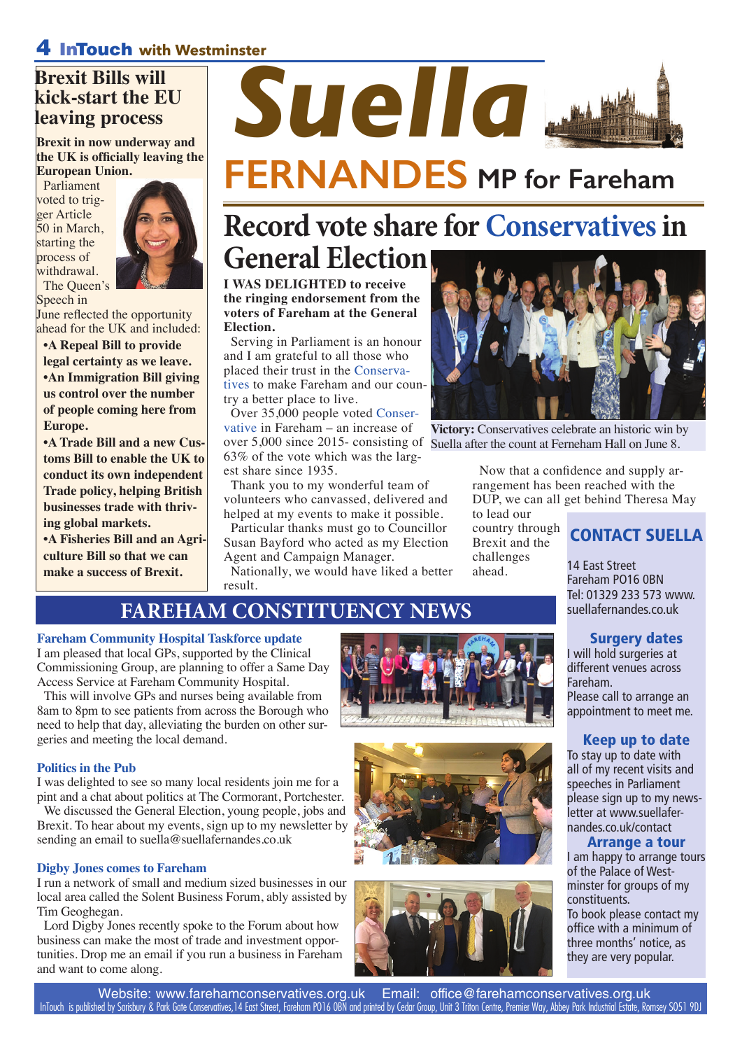# Suella FERNANDES MP for Fareham

## Brexit Bills will kick-start the EU leaving process

**Brexit in now underway and the UK is officially leaving the European Union.**

Parliament voted to trigger Article 50 in March, starting the process of withdrawal.

The Queen's Speech in June reflected the opportunity ahead for the UK and included:

- **A Repeal Bill to provide legal certainty as we leave.**
- **An Immigration Bill giving us control over the number of people coming here from Europe.**
- **A Trade Bill and a new Customs Bill to enable the UK to conduct its own independent Trade policy, helping British businesses trade with thriving global markets.**
- **A Fisheries Bill and an Agriculture Bill so that we can make a success of Brexit.**

## Record vote share for Conservatives in General Election

**I WAS DELIGHTED to receive the ringing endorsement from the voters of Fareham at the General Election.**

Serving in Parliament is an honour and I am grateful to all those who placed their trust in the Conservatives to make Fareham and our country a better place to live.

Over 35,000 people voted Conservative in Fareham – an increase of over 5,000 since 2015- consisting of 63% of the vote which was the largest share since 1935.

Thank you to my wonderful team of volunteers who canvassed, delivered and helped at my events to make it possible.

Particular thanks must go to Councillor Susan Bayford who acted as my Election Agent and Campaign Manager.

Nationally, we would have liked a better result.

Now that a confidence and supply arrangement has been reached with the DUP, we can all get behind Theresa May to lead our country through Brexit and the challenges ahead.

**Victory:** Conservatives celebrate an historic win by Suella after the count at Ferneham Hall on June 8.

## FAREHAM CONSTITUENCY NEWS

### Fareham Community Hospital Taskforce update

I am pleased that local GPs, supported by the Clinical Commissioning Group, are planning to offer a Same Day Access Service at Fareham Community Hospital.

This will involve GPs and nurses being available from 8am to 8pm to see patients from across the Borough who need to help that day, alleviating the burden on other surgeries and meeting the local demand.

### Politics in the Pub

I was delighted to see so many local residents join me for a pint and a chat about politics at The Cormorant, Portchester.

We discussed the General Election, young people, jobs and Brexit. To hear about my events, sign up to my newsletter by sending an email to suella@suellafernandes.co.uk

### Digby Jones comes to Fareham

I run a network of small and medium sized businesses in our local area called the Solent Business Forum, ably assisted by Tim Geoghegan.

Lord Digby Jones recently spoke to the Forum about how business can make the most of trade and investment opportunities. Drop me an email if you run a business in Fareham and want to come along.

## CONTACT SUELLA

14 East Street
Fareham PO16 0BN
Tel: 01329 233 573 www.suellafernandes.co.uk

### Surgery dates

I will hold surgeries at different venues across Fareham.
Please call to arrange an appointment to meet me.

### Keep up to date

To stay up to date with all of my recent visits and speeches in Parliament please sign up to my newsletter at www.suellafernandes.co.uk/contact

### Arrange a tour

I am happy to arrange tours of the Palace of Westminster for groups of my constituents.
To book please contact my office with a minimum of three months' notice, as they are very popular.

Website: www.farehamconservatives.org.uk Email: office@farehamconservatives.org.uk

InTouch is published by Sarisbury & Park Gate Conservatives,14 East Street, Fareham PO16 0BN and printed by Cedar Group, Unit 3 Triton Centre, Premier Way, Abbey Park Industrial Estate, Romsey SO51 9DJ